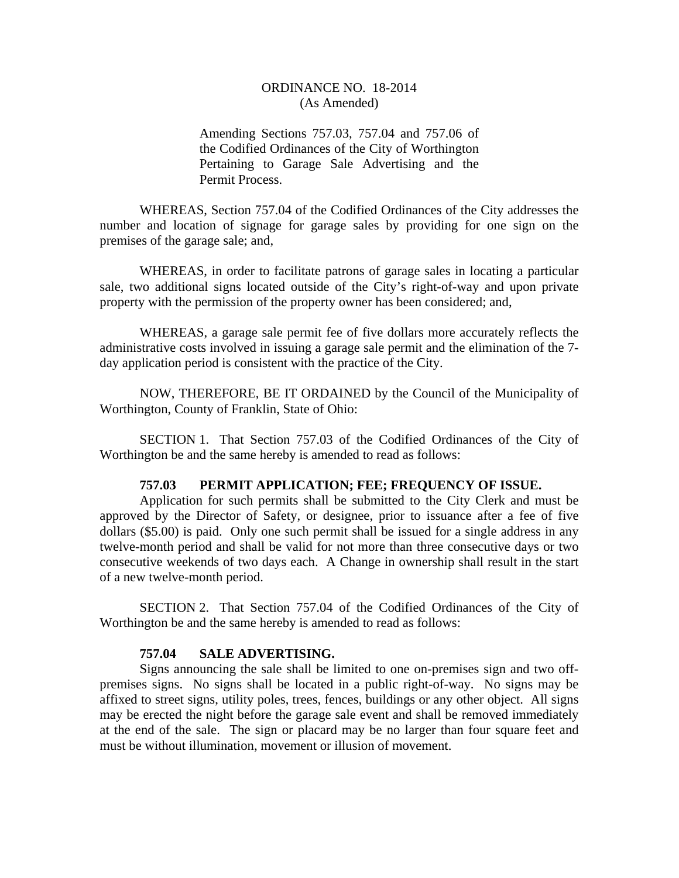ORDINANCE NO. 18-2014
(As Amended)

Amending Sections 757.03, 757.04 and 757.06 of the Codified Ordinances of the City of Worthington Pertaining to Garage Sale Advertising and the Permit Process.

WHEREAS, Section 757.04 of the Codified Ordinances of the City addresses the number and location of signage for garage sales by providing for one sign on the premises of the garage sale; and,

WHEREAS, in order to facilitate patrons of garage sales in locating a particular sale, two additional signs located outside of the City's right-of-way and upon private property with the permission of the property owner has been considered; and,

WHEREAS, a garage sale permit fee of five dollars more accurately reflects the administrative costs involved in issuing a garage sale permit and the elimination of the 7-day application period is consistent with the practice of the City.

NOW, THEREFORE, BE IT ORDAINED by the Council of the Municipality of Worthington, County of Franklin, State of Ohio:

SECTION 1. That Section 757.03 of the Codified Ordinances of the City of Worthington be and the same hereby is amended to read as follows:

**757.03 PERMIT APPLICATION; FEE; FREQUENCY OF ISSUE.**

Application for such permits shall be submitted to the City Clerk and must be approved by the Director of Safety, or designee, prior to issuance after a fee of five dollars ($5.00) is paid. Only one such permit shall be issued for a single address in any twelve-month period and shall be valid for not more than three consecutive days or two consecutive weekends of two days each. A Change in ownership shall result in the start of a new twelve-month period.

SECTION 2. That Section 757.04 of the Codified Ordinances of the City of Worthington be and the same hereby is amended to read as follows:

**757.04 SALE ADVERTISING.**

Signs announcing the sale shall be limited to one on-premises sign and two off-premises signs. No signs shall be located in a public right-of-way. No signs may be affixed to street signs, utility poles, trees, fences, buildings or any other object. All signs may be erected the night before the garage sale event and shall be removed immediately at the end of the sale. The sign or placard may be no larger than four square feet and must be without illumination, movement or illusion of movement.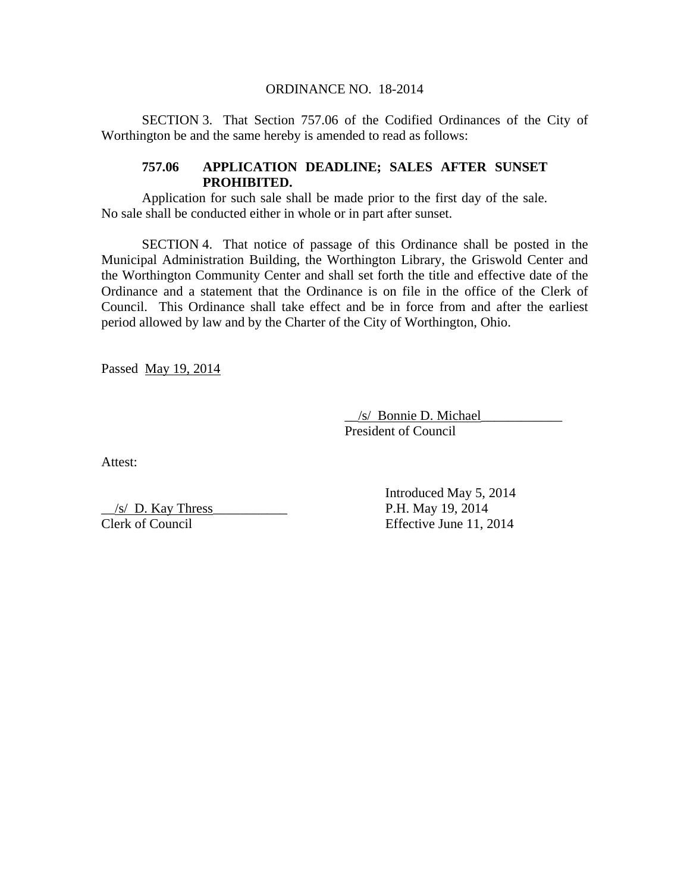ORDINANCE NO. 18-2014

SECTION 3. That Section 757.06 of the Codified Ordinances of the City of Worthington be and the same hereby is amended to read as follows:

**757.06 APPLICATION DEADLINE; SALES AFTER SUNSET PROHIBITED.**

Application for such sale shall be made prior to the first day of the sale. No sale shall be conducted either in whole or in part after sunset.

SECTION 4. That notice of passage of this Ordinance shall be posted in the Municipal Administration Building, the Worthington Library, the Griswold Center and the Worthington Community Center and shall set forth the title and effective date of the Ordinance and a statement that the Ordinance is on file in the office of the Clerk of Council. This Ordinance shall take effect and be in force from and after the earliest period allowed by law and by the Charter of the City of Worthington, Ohio.

Passed May 19, 2014

__/s/ Bonnie D. Michael____________
President of Council

Attest:

__/s/ D. Kay Thress___________
Clerk of Council

Introduced May 5, 2014
P.H. May 19, 2014
Effective June 11, 2014